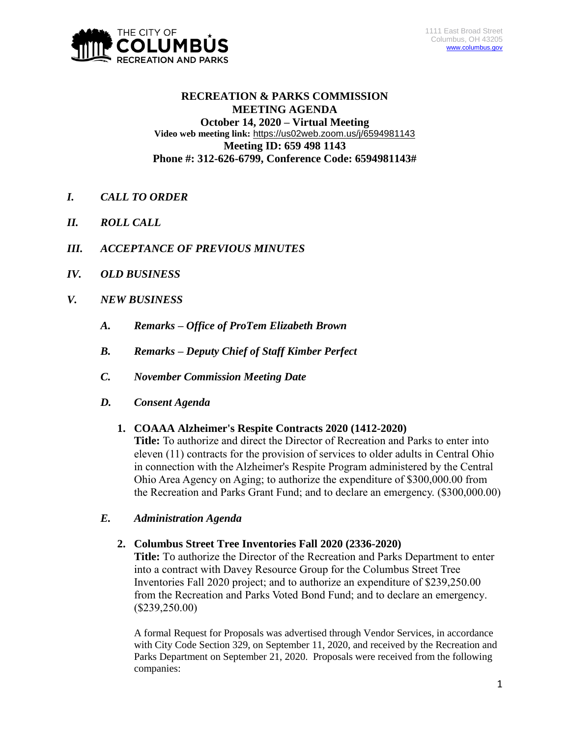THE CITY OF COLUMBUS RECREATION AND PARKS

1111 East Broad Street
Columbus, OH 43205
www.columbus.gov

# RECREATION & PARKS COMMISSION MEETING AGENDA

**October 14, 2020 – Virtual Meeting**

**Video web meeting link:** https://us02web.zoom.us/j/6594981143

**Meeting ID: 659 498 1143**

**Phone #: 312-626-6799, Conference Code: 6594981143#**

## *I. CALL TO ORDER*

## *II. ROLL CALL*

## *III. ACCEPTANCE OF PREVIOUS MINUTES*

## *IV. OLD BUSINESS*

## *V. NEW BUSINESS*

### *A. Remarks – Office of ProTem Elizabeth Brown*

### *B. Remarks – Deputy Chief of Staff Kimber Perfect*

### *C. November Commission Meeting Date*

### *D. Consent Agenda*

**1. COAAA Alzheimer's Respite Contracts 2020 (1412-2020)**

**Title:** To authorize and direct the Director of Recreation and Parks to enter into eleven (11) contracts for the provision of services to older adults in Central Ohio in connection with the Alzheimer's Respite Program administered by the Central Ohio Area Agency on Aging; to authorize the expenditure of $300,000.00 from the Recreation and Parks Grant Fund; and to declare an emergency. ($300,000.00)

### *E. Administration Agenda*

**2. Columbus Street Tree Inventories Fall 2020 (2336-2020)**

**Title:** To authorize the Director of the Recreation and Parks Department to enter into a contract with Davey Resource Group for the Columbus Street Tree Inventories Fall 2020 project; and to authorize an expenditure of $239,250.00 from the Recreation and Parks Voted Bond Fund; and to declare an emergency. ($239,250.00)

A formal Request for Proposals was advertised through Vendor Services, in accordance with City Code Section 329, on September 11, 2020, and received by the Recreation and Parks Department on September 21, 2020. Proposals were received from the following companies: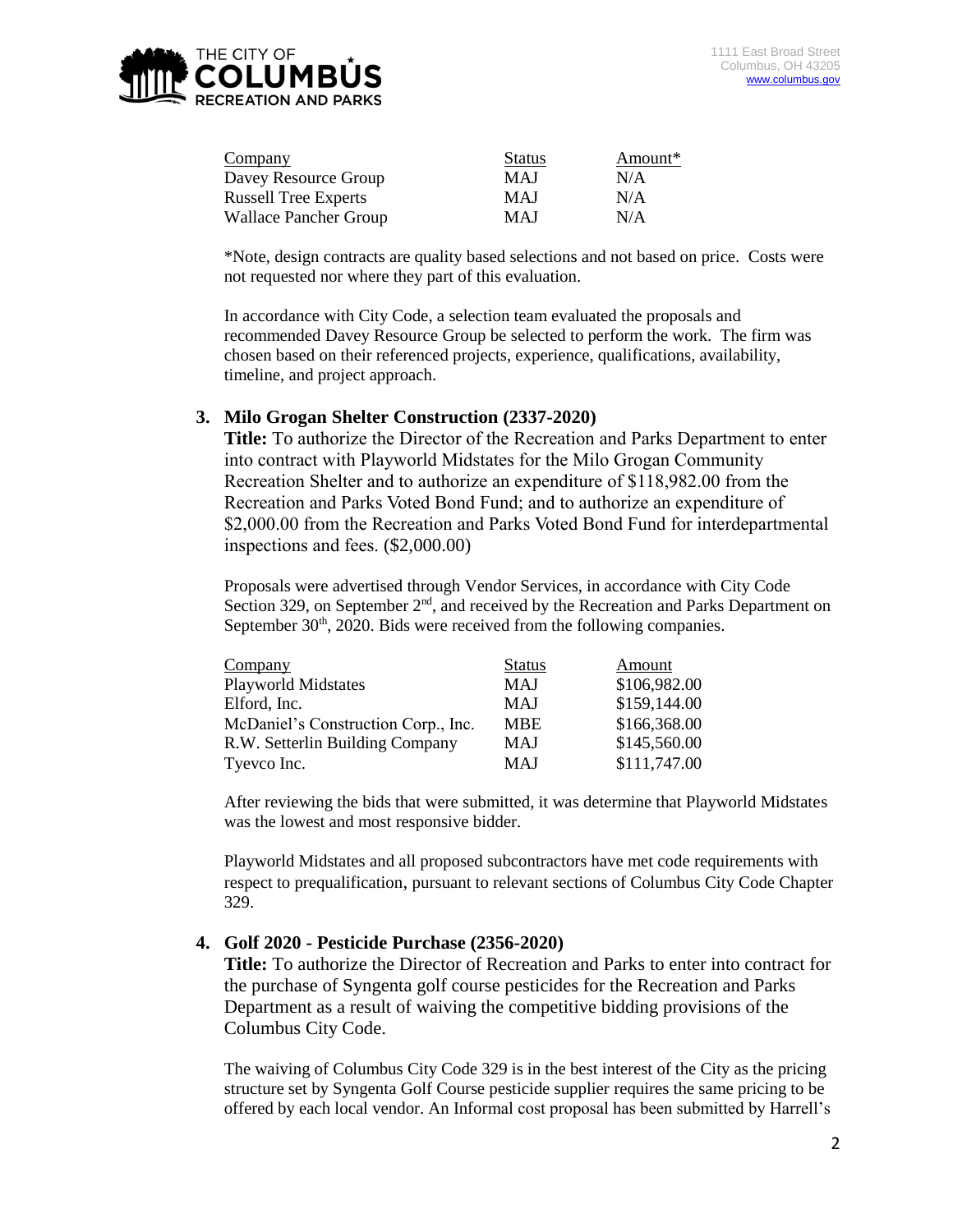| Company | Status | Amount* |
|---|---|---|
| Davey Resource Group | MAJ | N/A |
| Russell Tree Experts | MAJ | N/A |
| Wallace Pancher Group | MAJ | N/A |

*Note, design contracts are quality based selections and not based on price. Costs were not requested nor where they part of this evaluation.

In accordance with City Code, a selection team evaluated the proposals and recommended Davey Resource Group be selected to perform the work. The firm was chosen based on their referenced projects, experience, qualifications, availability, timeline, and project approach.

### 3. Milo Grogan Shelter Construction (2337-2020)

**Title:** To authorize the Director of the Recreation and Parks Department to enter into contract with Playworld Midstates for the Milo Grogan Community Recreation Shelter and to authorize an expenditure of $118,982.00 from the Recreation and Parks Voted Bond Fund; and to authorize an expenditure of $2,000.00 from the Recreation and Parks Voted Bond Fund for interdepartmental inspections and fees. ($2,000.00)

Proposals were advertised through Vendor Services, in accordance with City Code Section 329, on September 2nd, and received by the Recreation and Parks Department on September 30th, 2020. Bids were received from the following companies.

| Company | Status | Amount |
|---|---|---|
| Playworld Midstates | MAJ | $106,982.00 |
| Elford, Inc. | MAJ | $159,144.00 |
| McDaniel's Construction Corp., Inc. | MBE | $166,368.00 |
| R.W. Setterlin Building Company | MAJ | $145,560.00 |
| Tyevco Inc. | MAJ | $111,747.00 |

After reviewing the bids that were submitted, it was determine that Playworld Midstates was the lowest and most responsive bidder.

Playworld Midstates and all proposed subcontractors have met code requirements with respect to prequalification, pursuant to relevant sections of Columbus City Code Chapter 329.

### 4. Golf 2020 - Pesticide Purchase (2356-2020)

**Title:** To authorize the Director of Recreation and Parks to enter into contract for the purchase of Syngenta golf course pesticides for the Recreation and Parks Department as a result of waiving the competitive bidding provisions of the Columbus City Code.

The waiving of Columbus City Code 329 is in the best interest of the City as the pricing structure set by Syngenta Golf Course pesticide supplier requires the same pricing to be offered by each local vendor. An Informal cost proposal has been submitted by Harrell's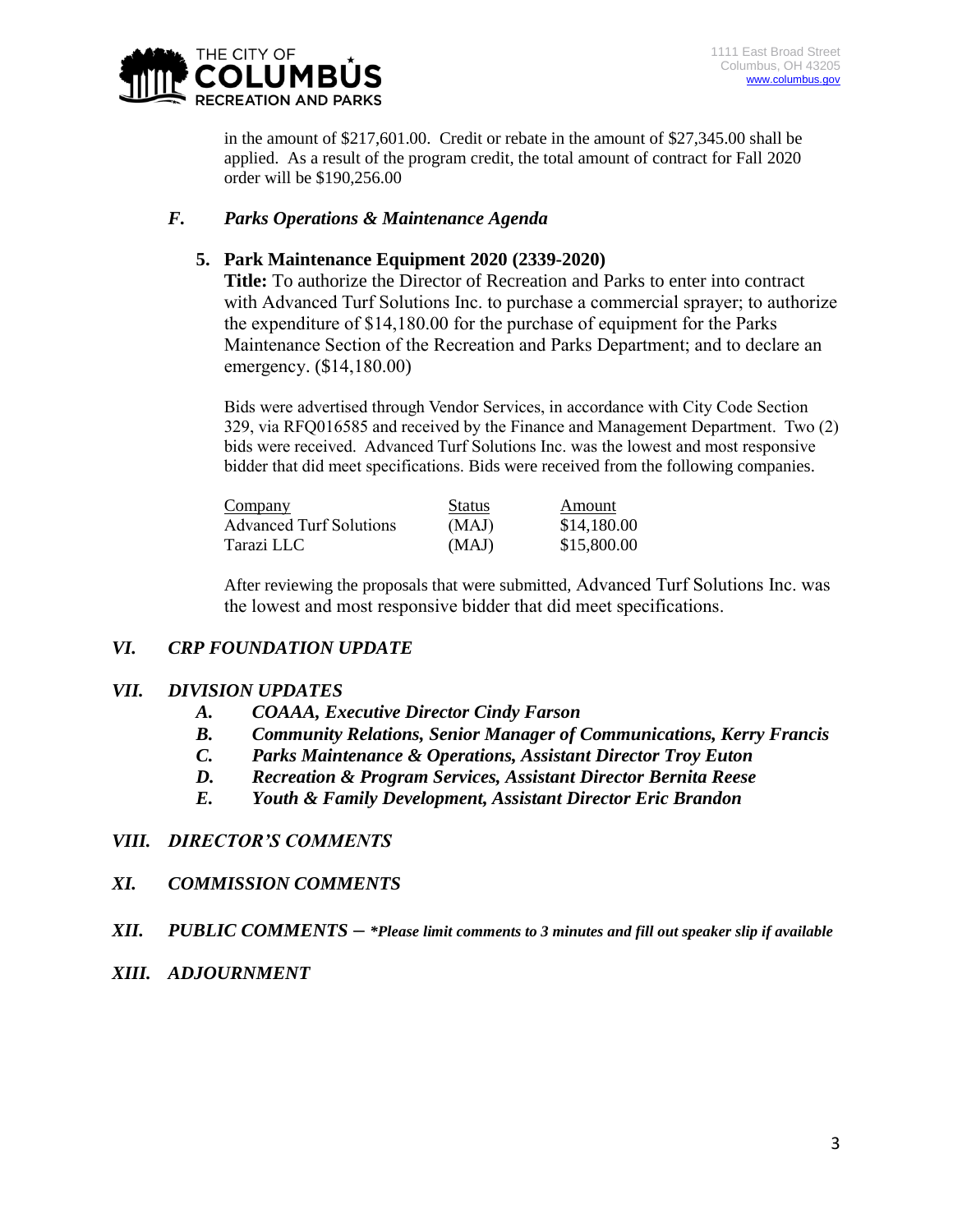in the amount of $217,601.00. Credit or rebate in the amount of $27,345.00 shall be applied. As a result of the program credit, the total amount of contract for Fall 2020 order will be $190,256.00

## *F. Parks Operations & Maintenance Agenda*

### 5. Park Maintenance Equipment 2020 (2339-2020)

**Title:** To authorize the Director of Recreation and Parks to enter into contract with Advanced Turf Solutions Inc. to purchase a commercial sprayer; to authorize the expenditure of $14,180.00 for the purchase of equipment for the Parks Maintenance Section of the Recreation and Parks Department; and to declare an emergency. ($14,180.00)

Bids were advertised through Vendor Services, in accordance with City Code Section 329, via RFQ016585 and received by the Finance and Management Department. Two (2) bids were received. Advanced Turf Solutions Inc. was the lowest and most responsive bidder that did meet specifications. Bids were received from the following companies.

| Company | Status | Amount |
|---|---|---|
| Advanced Turf Solutions | (MAJ) | $14,180.00 |
| Tarazi LLC | (MAJ) | $15,800.00 |

After reviewing the proposals that were submitted, Advanced Turf Solutions Inc. was the lowest and most responsive bidder that did meet specifications.

## *VI. CRP FOUNDATION UPDATE*

## *VII. DIVISION UPDATES*

- ***A. COAAA, Executive Director Cindy Farson***
- ***B. Community Relations, Senior Manager of Communications, Kerry Francis***
- ***C. Parks Maintenance & Operations, Assistant Director Troy Euton***
- ***D. Recreation & Program Services, Assistant Director Bernita Reese***
- ***E. Youth & Family Development, Assistant Director Eric Brandon***

## *VIII. DIRECTOR'S COMMENTS*

## *XI. COMMISSION COMMENTS*

## *XII. PUBLIC COMMENTS – \*Please limit comments to 3 minutes and fill out speaker slip if available*

## *XIII. ADJOURNMENT*